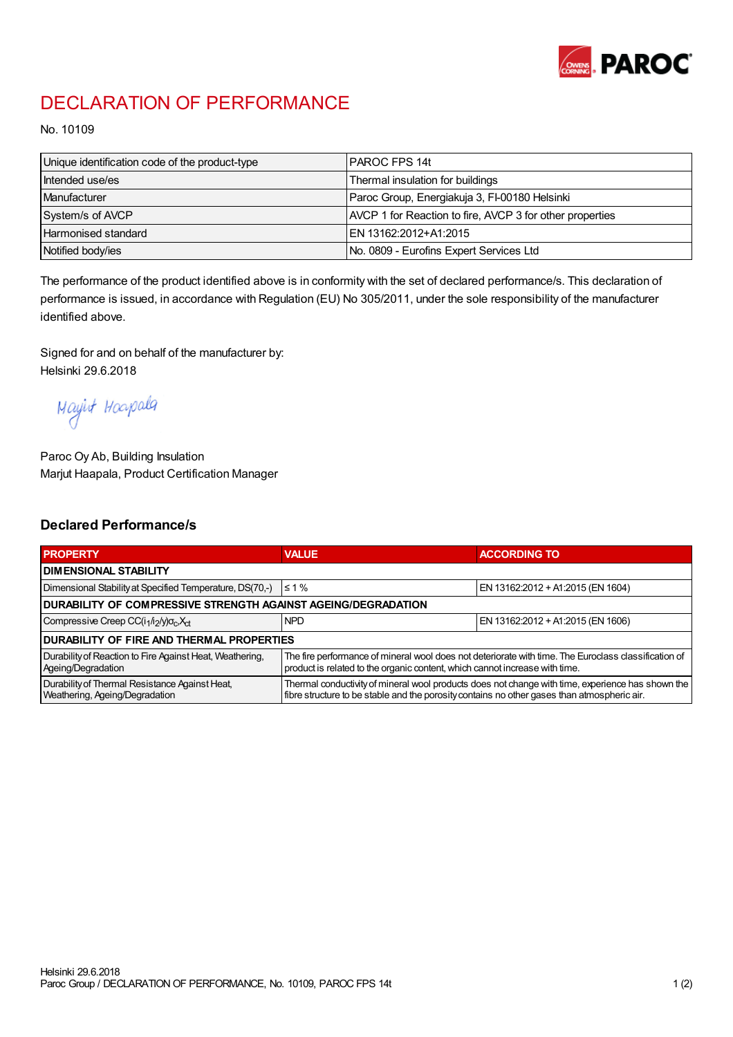# DECLARATION OF PERFORMANCE

No. 10109

| Unique identification code of the product-type | PAROC FPS 14t |
|---|---|
| Intended use/es | Thermal insulation for buildings |
| Manufacturer | Paroc Group, Energiakuja 3, FI-00180 Helsinki |
| System/s of AVCP | AVCP 1 for Reaction to fire, AVCP 3 for other properties |
| Harmonised standard | EN 13162:2012+A1:2015 |
| Notified body/ies | No. 0809 - Eurofins Expert Services Ltd |

The performance of the product identified above is in conformity with the set of declared performance/s. This declaration of performance is issued, in accordance with Regulation (EU) No 305/2011, under the sole responsibility of the manufacturer identified above.

Signed for and on behalf of the manufacturer by:
Helsinki 29.6.2018

Marjut Haapala

Paroc Oy Ab, Building Insulation
Marjut Haapala, Product Certification Manager

## Declared Performance/s

| PROPERTY | VALUE | ACCORDING TO |
|---|---|---|
| **DIMENSIONAL STABILITY** | | |
| Dimensional Stability at Specified Temperature, DS(70,-) | ≤ 1 % | EN 13162:2012 + A1:2015 (EN 1604) |
| **DURABILITY OF COMPRESSIVE STRENGTH AGAINST AGEING/DEGRADATION** | | |
| Compressive Creep $CC(i_1/i_2/y)\sigma_c X_{ct}$ | NPD | EN 13162:2012 + A1:2015 (EN 1606) |
| **DURABILITY OF FIRE AND THERMAL PROPERTIES** | | |
| Durability of Reaction to Fire Against Heat, Weathering, Ageing/Degradation | The fire performance of mineral wool does not deteriorate with time. The Euroclass classification of product is related to the organic content, which cannot increase with time. | |
| Durability of Thermal Resistance Against Heat, Weathering, Ageing/Degradation | Thermal conductivity of mineral wool products does not change with time, experience has shown the fibre structure to be stable and the porosity contains no other gases than atmospheric air. | |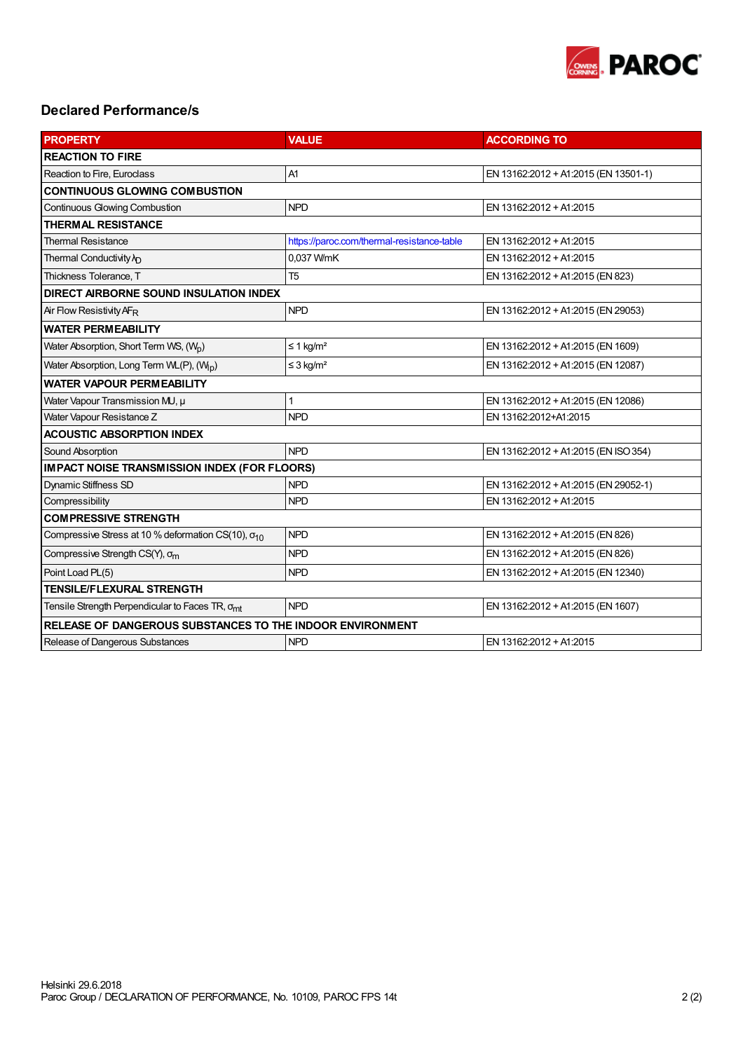## Declared Performance/s

| PROPERTY | VALUE | ACCORDING TO |
|---|---|---|
| **REACTION TO FIRE** | | |
| Reaction to Fire, Euroclass | A1 | EN 13162:2012 + A1:2015 (EN 13501-1) |
| **CONTINUOUS GLOWING COMBUSTION** | | |
| Continuous Glowing Combustion | NPD | EN 13162:2012 + A1:2015 |
| **THERMAL RESISTANCE** | | |
| Thermal Resistance | https://paroc.com/thermal-resistance-table | EN 13162:2012 + A1:2015 |
| Thermal Conductivity $\lambda_D$ | 0,037 W/mK | EN 13162:2012 + A1:2015 |
| Thickness Tolerance, T | T5 | EN 13162:2012 + A1:2015 (EN 823) |
| **DIRECT AIRBORNE SOUND INSULATION INDEX** | | |
| Air Flow Resistivity $AF_R$ | NPD | EN 13162:2012 + A1:2015 (EN 29053) |
| **WATER PERMEABILITY** | | |
| Water Absorption, Short Term WS, ($W_p$) | ≤ 1 kg/m² | EN 13162:2012 + A1:2015 (EN 1609) |
| Water Absorption, Long Term WL(P), ($W_{lp}$) | ≤ 3 kg/m² | EN 13162:2012 + A1:2015 (EN 12087) |
| **WATER VAPOUR PERMEABILITY** | | |
| Water Vapour Transmission MU, µ | 1 | EN 13162:2012 + A1:2015 (EN 12086) |
| Water Vapour Resistance Z | NPD | EN 13162:2012+A1:2015 |
| **ACOUSTIC ABSORPTION INDEX** | | |
| Sound Absorption | NPD | EN 13162:2012 + A1:2015 (EN ISO 354) |
| **IMPACT NOISE TRANSMISSION INDEX (FOR FLOORS)** | | |
| Dynamic Stiffness SD | NPD | EN 13162:2012 + A1:2015 (EN 29052-1) |
| Compressibility | NPD | EN 13162:2012 + A1:2015 |
| **COMPRESSIVE STRENGTH** | | |
| Compressive Stress at 10 % deformation CS(10), $\sigma_{10}$ | NPD | EN 13162:2012 + A1:2015 (EN 826) |
| Compressive Strength CS(Y), $\sigma_m$ | NPD | EN 13162:2012 + A1:2015 (EN 826) |
| Point Load PL(5) | NPD | EN 13162:2012 + A1:2015 (EN 12340) |
| **TENSILE/FLEXURAL STRENGTH** | | |
| Tensile Strength Perpendicular to Faces TR, $\sigma_{mt}$ | NPD | EN 13162:2012 + A1:2015 (EN 1607) |
| **RELEASE OF DANGEROUS SUBSTANCES TO THE INDOOR ENVIRONMENT** | | |
| Release of Dangerous Substances | NPD | EN 13162:2012 + A1:2015 |

Helsinki 29.6.2018
Paroc Group / DECLARATION OF PERFORMANCE, No. 10109, PAROC FPS 14t